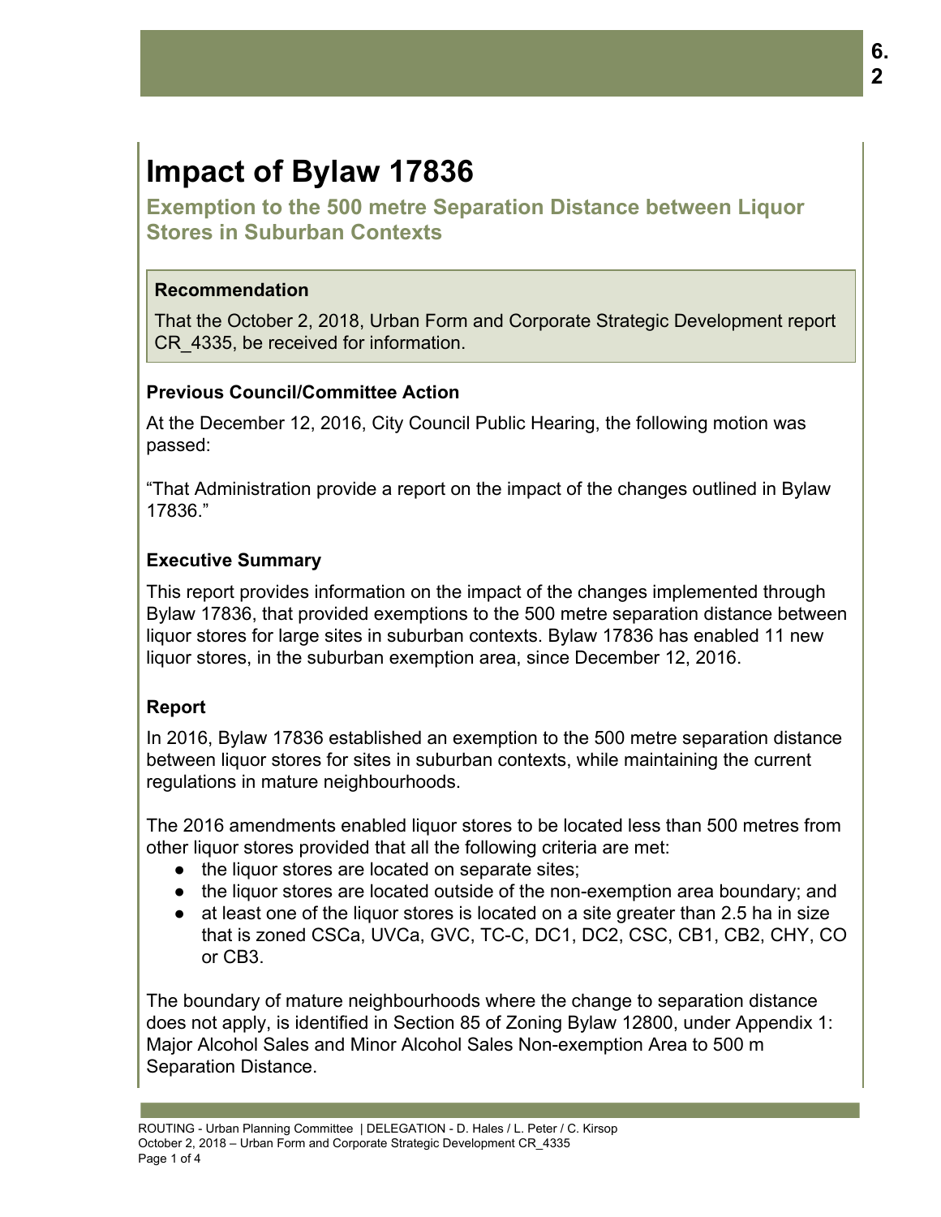# Impact of Bylaw 17836

## Exemption to the 500 metre Separation Distance between Liquor Stores in Suburban Contexts

**Recommendation**

That the October 2, 2018, Urban Form and Corporate Strategic Development report CR_4335, be received for information.

### Previous Council/Committee Action

At the December 12, 2016, City Council Public Hearing, the following motion was passed:

"That Administration provide a report on the impact of the changes outlined in Bylaw 17836."

### Executive Summary

This report provides information on the impact of the changes implemented through Bylaw 17836, that provided exemptions to the 500 metre separation distance between liquor stores for large sites in suburban contexts. Bylaw 17836 has enabled 11 new liquor stores, in the suburban exemption area, since December 12, 2016.

### Report

In 2016, Bylaw 17836 established an exemption to the 500 metre separation distance between liquor stores for sites in suburban contexts, while maintaining the current regulations in mature neighbourhoods.

The 2016 amendments enabled liquor stores to be located less than 500 metres from other liquor stores provided that all the following criteria are met:

- the liquor stores are located on separate sites;
- the liquor stores are located outside of the non-exemption area boundary; and
- at least one of the liquor stores is located on a site greater than 2.5 ha in size that is zoned CSCa, UVCa, GVC, TC-C, DC1, DC2, CSC, CB1, CB2, CHY, CO or CB3.

The boundary of mature neighbourhoods where the change to separation distance does not apply, is identified in Section 85 of Zoning Bylaw 12800, under Appendix 1: Major Alcohol Sales and Minor Alcohol Sales Non-exemption Area to 500 m Separation Distance.

ROUTING - Urban Planning Committee | DELEGATION - D. Hales / L. Peter / C. Kirsop
October 2, 2018 – Urban Form and Corporate Strategic Development CR_4335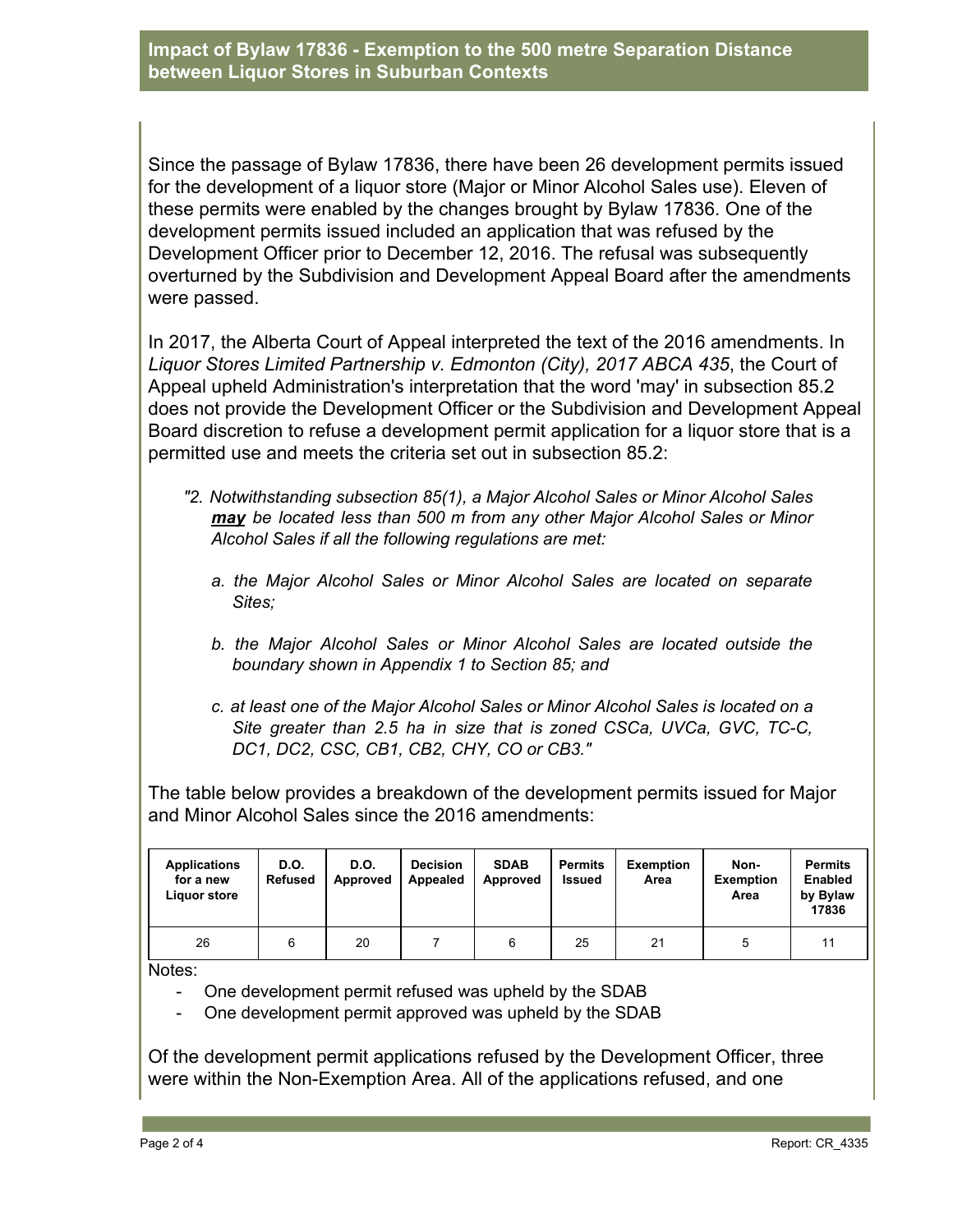## Impact of Bylaw 17836 - Exemption to the 500 metre Separation Distance between Liquor Stores in Suburban Contexts

Since the passage of Bylaw 17836, there have been 26 development permits issued for the development of a liquor store (Major or Minor Alcohol Sales use). Eleven of these permits were enabled by the changes brought by Bylaw 17836. One of the development permits issued included an application that was refused by the Development Officer prior to December 12, 2016. The refusal was subsequently overturned by the Subdivision and Development Appeal Board after the amendments were passed.

In 2017, the Alberta Court of Appeal interpreted the text of the 2016 amendments. In *Liquor Stores Limited Partnership v. Edmonton (City), 2017 ABCA 435*, the Court of Appeal upheld Administration's interpretation that the word 'may' in subsection 85.2 does not provide the Development Officer or the Subdivision and Development Appeal Board discretion to refuse a development permit application for a liquor store that is a permitted use and meets the criteria set out in subsection 85.2:

> *"2. Notwithstanding subsection 85(1), a Major Alcohol Sales or Minor Alcohol Sales **may** be located less than 500 m from any other Major Alcohol Sales or Minor Alcohol Sales if all the following regulations are met:*
>
> *a. the Major Alcohol Sales or Minor Alcohol Sales are located on separate Sites;*
>
> *b. the Major Alcohol Sales or Minor Alcohol Sales are located outside the boundary shown in Appendix 1 to Section 85; and*
>
> *c. at least one of the Major Alcohol Sales or Minor Alcohol Sales is located on a Site greater than 2.5 ha in size that is zoned CSCa, UVCa, GVC, TC-C, DC1, DC2, CSC, CB1, CB2, CHY, CO or CB3."*

The table below provides a breakdown of the development permits issued for Major and Minor Alcohol Sales since the 2016 amendments:

| Applications for a new Liquor store | D.O. Refused | D.O. Approved | Decision Appealed | SDAB Approved | Permits Issued | Exemption Area | Non-Exemption Area | Permits Enabled by Bylaw 17836 |
|---|---|---|---|---|---|---|---|---|
| 26 | 6 | 20 | 7 | 6 | 25 | 21 | 5 | 11 |

Notes:

- One development permit refused was upheld by the SDAB
- One development permit approved was upheld by the SDAB

Of the development permit applications refused by the Development Officer, three were within the Non-Exemption Area. All of the applications refused, and one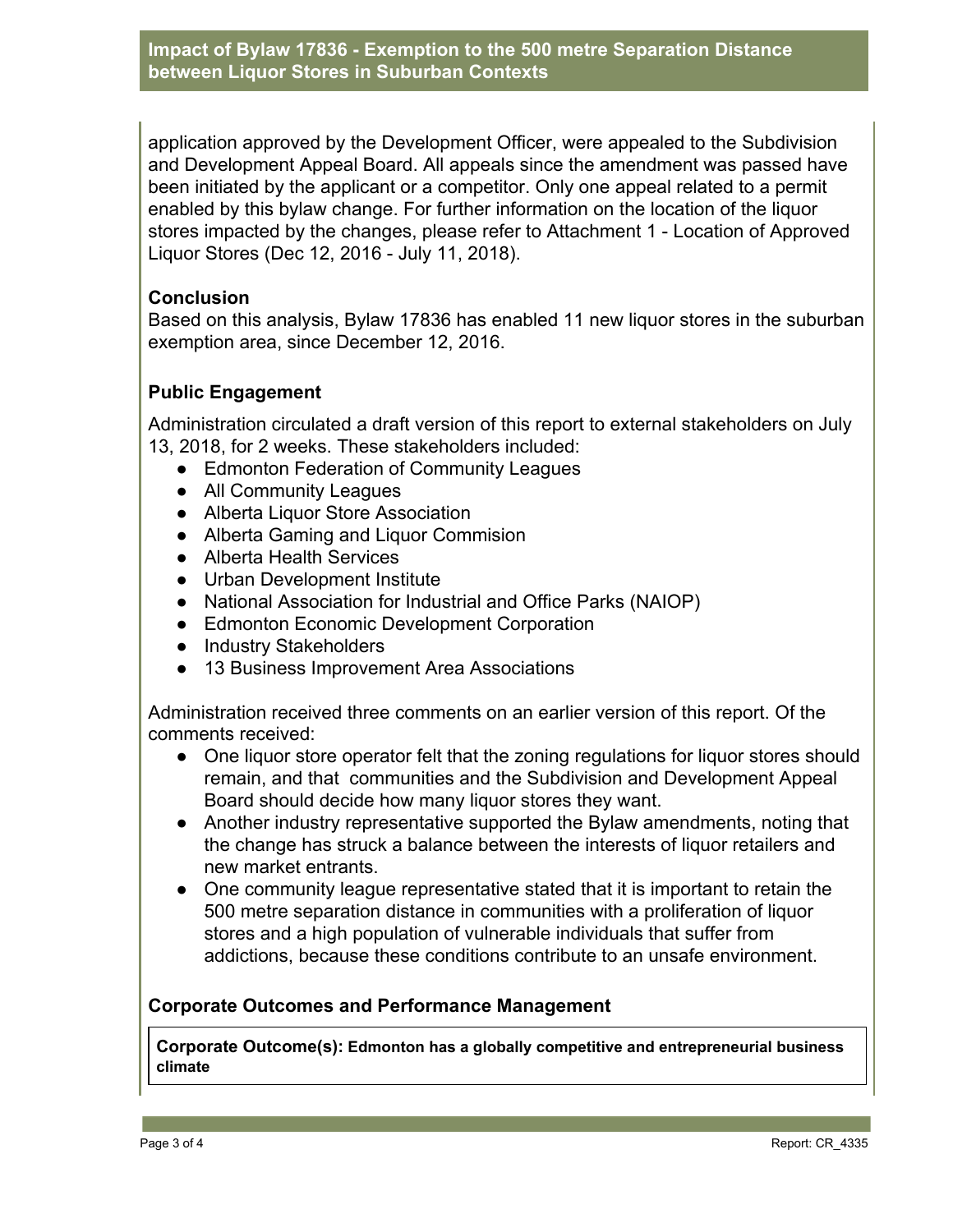application approved by the Development Officer, were appealed to the Subdivision and Development Appeal Board. All appeals since the amendment was passed have been initiated by the applicant or a competitor. Only one appeal related to a permit enabled by this bylaw change. For further information on the location of the liquor stores impacted by the changes, please refer to Attachment 1 - Location of Approved Liquor Stores (Dec 12, 2016 - July 11, 2018).

### Conclusion

Based on this analysis, Bylaw 17836 has enabled 11 new liquor stores in the suburban exemption area, since December 12, 2016.

### Public Engagement

Administration circulated a draft version of this report to external stakeholders on July 13, 2018, for 2 weeks. These stakeholders included:

- Edmonton Federation of Community Leagues
- All Community Leagues
- Alberta Liquor Store Association
- Alberta Gaming and Liquor Commision
- Alberta Health Services
- Urban Development Institute
- National Association for Industrial and Office Parks (NAIOP)
- Edmonton Economic Development Corporation
- Industry Stakeholders
- 13 Business Improvement Area Associations

Administration received three comments on an earlier version of this report. Of the comments received:

- One liquor store operator felt that the zoning regulations for liquor stores should remain, and that communities and the Subdivision and Development Appeal Board should decide how many liquor stores they want.
- Another industry representative supported the Bylaw amendments, noting that the change has struck a balance between the interests of liquor retailers and new market entrants.
- One community league representative stated that it is important to retain the 500 metre separation distance in communities with a proliferation of liquor stores and a high population of vulnerable individuals that suffer from addictions, because these conditions contribute to an unsafe environment.

### Corporate Outcomes and Performance Management

**Corporate Outcome(s): Edmonton has a globally competitive and entrepreneurial business climate**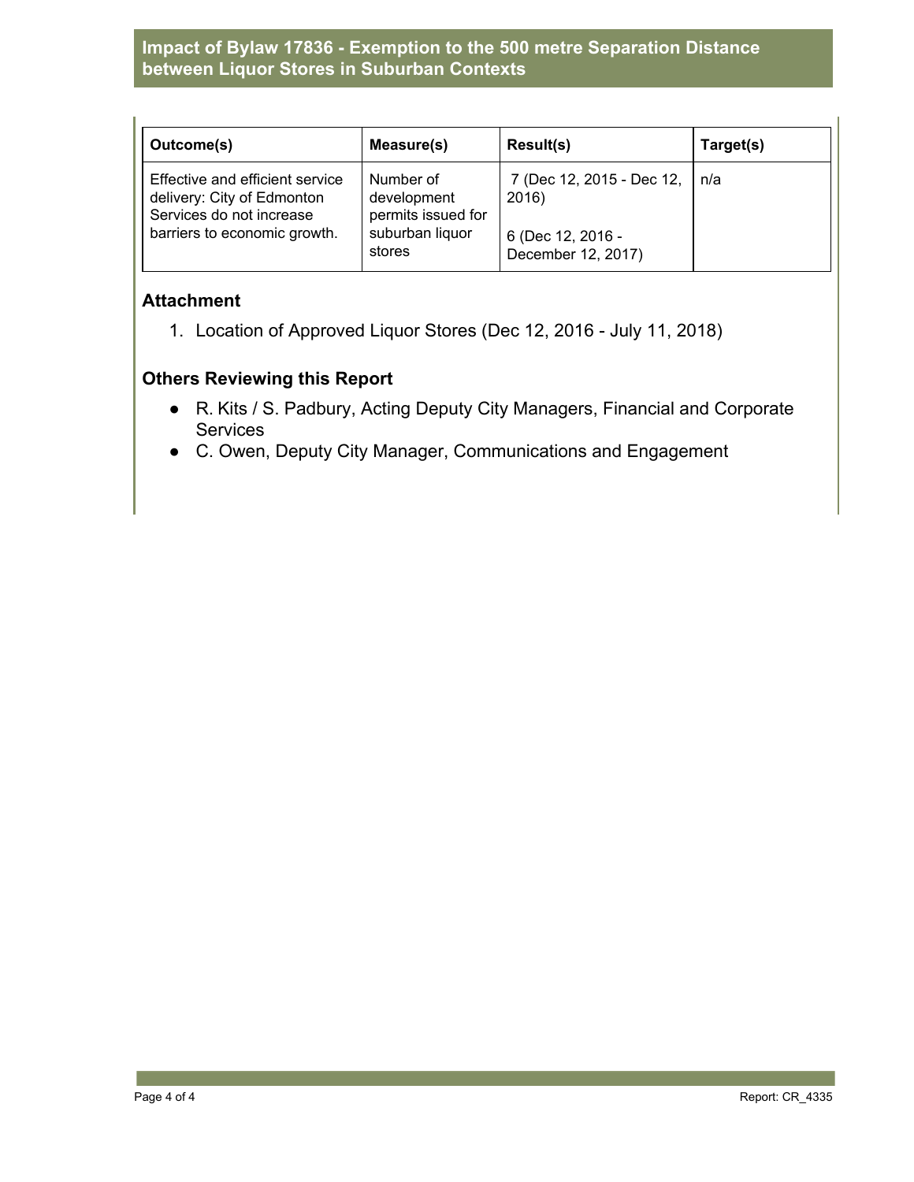| Outcome(s) | Measure(s) | Result(s) | Target(s) |
|---|---|---|---|
| Effective and efficient service delivery: City of Edmonton Services do not increase barriers to economic growth. | Number of development permits issued for suburban liquor stores | 7 (Dec 12, 2015 - Dec 12, 2016)<br><br>6 (Dec 12, 2016 - December 12, 2017) | n/a |

## Attachment

1. Location of Approved Liquor Stores (Dec 12, 2016 - July 11, 2018)

## Others Reviewing this Report

- R. Kits / S. Padbury, Acting Deputy City Managers, Financial and Corporate Services
- C. Owen, Deputy City Manager, Communications and Engagement